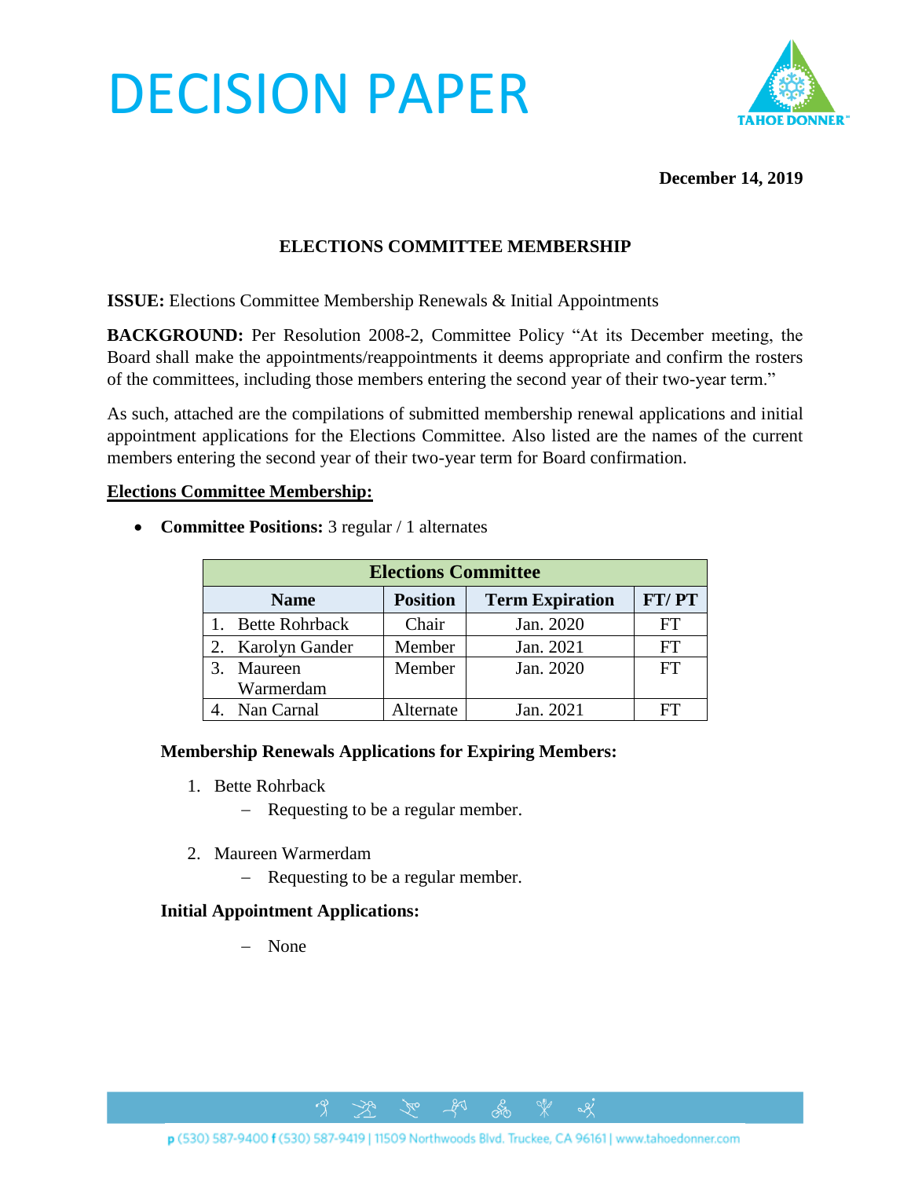# DECISION PAPER

**December 14, 2019**

## ELECTIONS COMMITTEE MEMBERSHIP

**ISSUE:** Elections Committee Membership Renewals & Initial Appointments

**BACKGROUND:** Per Resolution 2008-2, Committee Policy "At its December meeting, the Board shall make the appointments/reappointments it deems appropriate and confirm the rosters of the committees, including those members entering the second year of their two-year term."

As such, attached are the compilations of submitted membership renewal applications and initial appointment applications for the Elections Committee. Also listed are the names of the current members entering the second year of their two-year term for Board confirmation.

**Elections Committee Membership:**

- **Committee Positions:** 3 regular / 1 alternates

| Elections Committee | | | |
|---|---|---|---|
| **Name** | **Position** | **Term Expiration** | **FT/ PT** |
| 1. Bette Rohrback | Chair | Jan. 2020 | FT |
| 2. Karolyn Gander | Member | Jan. 2021 | FT |
| 3. Maureen Warmerdam | Member | Jan. 2020 | FT |
| 4. Nan Carnal | Alternate | Jan. 2021 | FT |

**Membership Renewals Applications for Expiring Members:**

1. Bette Rohrback
   - Requesting to be a regular member.

2. Maureen Warmerdam
   - Requesting to be a regular member.

**Initial Appointment Applications:**

- None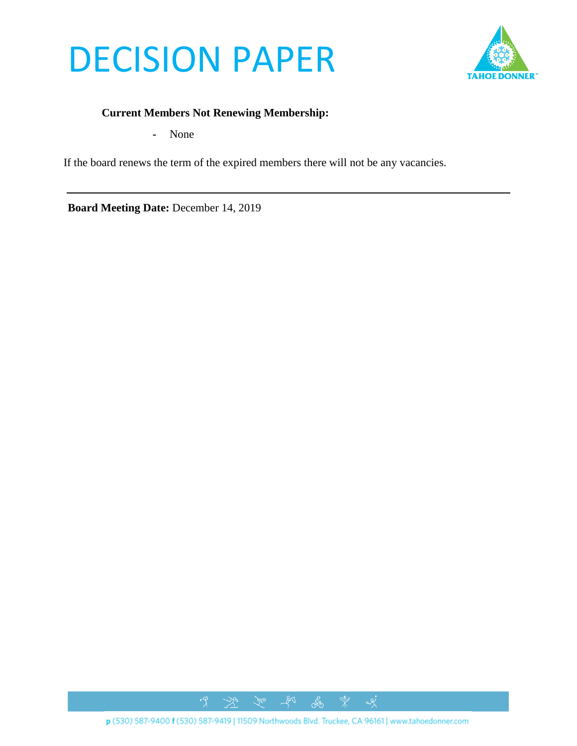# DECISION PAPER

**Current Members Not Renewing Membership:**

- None

If the board renews the term of the expired members there will not be any vacancies.

---

**Board Meeting Date:** December 14, 2019